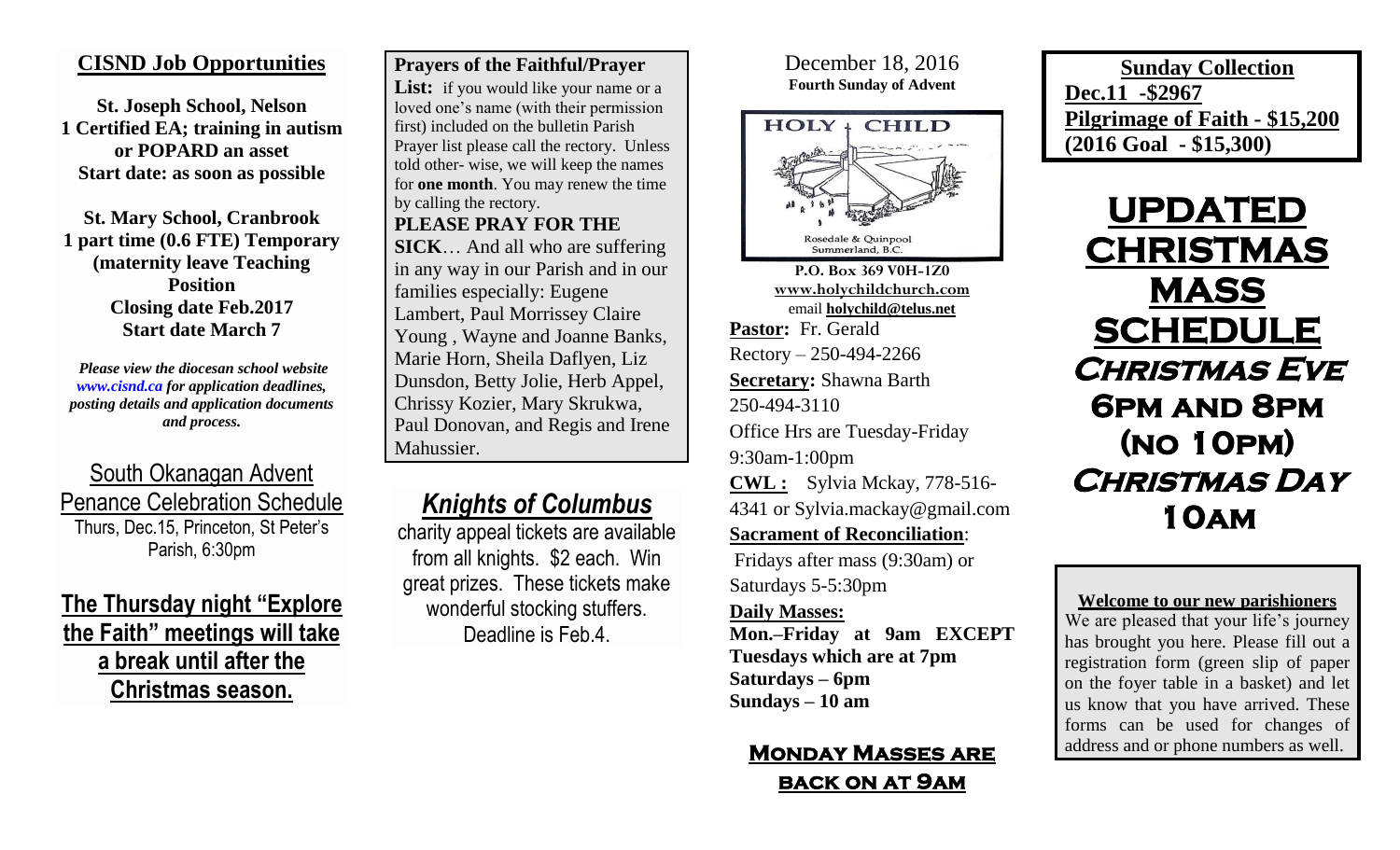## CISND Job Opportunities

**St. Joseph School, Nelson**
**1 Certified EA; training in autism or POPARD an asset**
**Start date: as soon as possible**

**St. Mary School, Cranbrook**
**1 part time (0.6 FTE) Temporary (maternity leave Teaching Position**
**Closing date Feb.2017**
**Start date March 7**

*Please view the diocesan school website www.cisnd.ca for application deadlines, posting details and application documents and process.*

## South Okanagan Advent Penance Celebration Schedule

Thurs, Dec.15, Princeton, St Peter's Parish, 6:30pm

**The Thursday night "Explore the Faith" meetings will take a break until after the Christmas season.**

**Prayers of the Faithful/Prayer List:** if you would like your name or a loved one's name (with their permission first) included on the bulletin Parish Prayer list please call the rectory. Unless told other- wise, we will keep the names for **one month**. You may renew the time by calling the rectory.

**PLEASE PRAY FOR THE SICK**… And all who are suffering in any way in our Parish and in our families especially: Eugene Lambert, Paul Morrissey Claire Young , Wayne and Joanne Banks, Marie Horn, Sheila Daflyen, Liz Dunsdon, Betty Jolie, Herb Appel, Chrissy Kozier, Mary Skrukwa, Paul Donovan, and Regis and Irene Mahussier.

## *Knights of Columbus*

charity appeal tickets are available from all knights. $2 each. Win great prizes. These tickets make wonderful stocking stuffers. Deadline is Feb.4.

December 18, 2016
**Fourth Sunday of Advent**

HOLY CHILD
Rosedale & Quinpool
Summerland, B.C.

**P.O. Box 369 V0H-1Z0**
**www.holychildchurch.com**
email **holychild@telus.net**

**Pastor:** Fr. Gerald
Rectory – 250-494-2266
**Secretary:** Shawna Barth
250-494-3110
Office Hrs are Tuesday-Friday
9:30am-1:00pm
**CWL :** Sylvia Mckay, 778-516-4341 or Sylvia.mackay@gmail.com
**Sacrament of Reconciliation**:
Fridays after mass (9:30am) or Saturdays 5-5:30pm
**Daily Masses:**
**Mon.–Friday at 9am EXCEPT Tuesdays which are at 7pm**
**Saturdays – 6pm**
**Sundays – 10 am**

**Monday Masses are back on at 9am**

**Sunday Collection**
**Dec.11 -$2967**
**Pilgrimage of Faith - $15,200**
**(2016 Goal - $15,300)**

# UPDATED CHRISTMAS MASS SCHEDULE

## Christmas Eve
## 6pm and 8pm
## (no 10pm)
## Christmas Day
## 10am

**Welcome to our new parishioners**

We are pleased that your life's journey has brought you here. Please fill out a registration form (green slip of paper on the foyer table in a basket) and let us know that you have arrived. These forms can be used for changes of address and or phone numbers as well.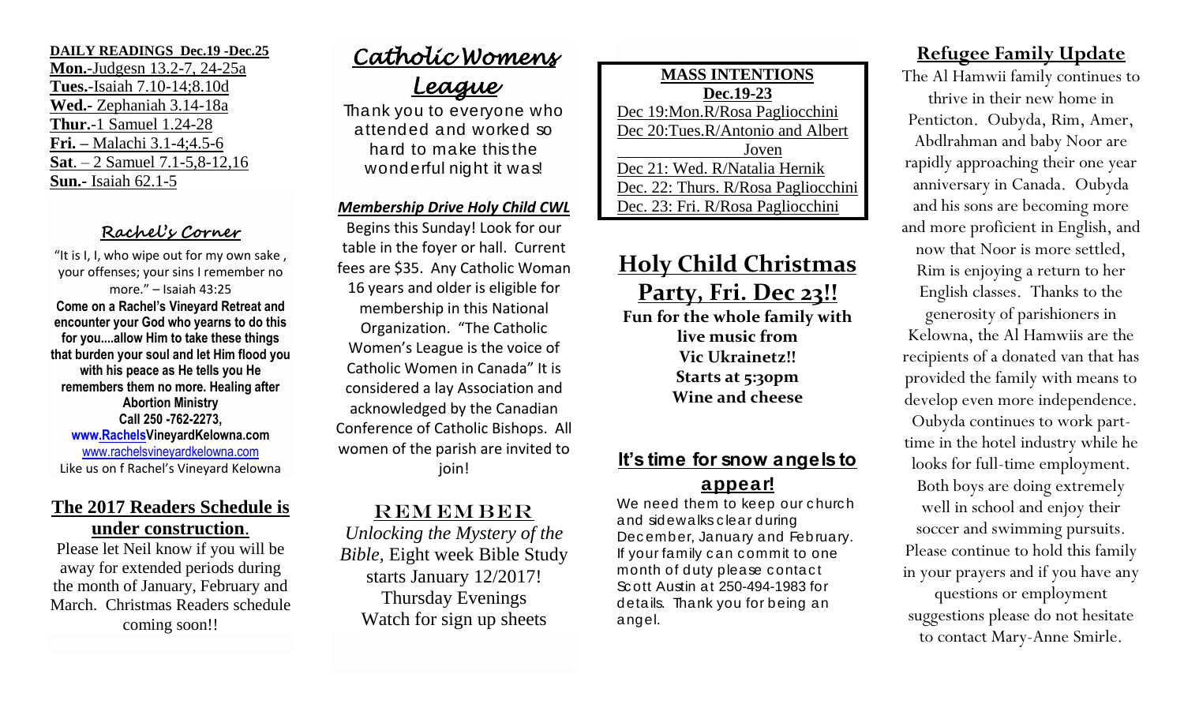**DAILY READINGS Dec.19 -Dec.25**

**Mon.**-Judgesn 13.2-7, 24-25a
**Tues.**-Isaiah 7.10-14;8.10d
**Wed.**- Zephaniah 3.14-18a
**Thur.**-1 Samuel 1.24-28
**Fri.** – Malachi 3.1-4;4.5-6
**Sat**. – 2 Samuel 7.1-5,8-12,16
**Sun.**- Isaiah 62.1-5

## Rachel's Corner

"It is I, I, who wipe out for my own sake , your offenses; your sins I remember no more." – Isaiah 43:25

**Come on a Rachel's Vineyard Retreat and encounter your God who yearns to do this for you....allow Him to take these things that burden your soul and let Him flood you with his peace as He tells you He remembers them no more. Healing after Abortion Ministry**
**Call 250 -762-2273,**
**www.RachelsVineyardKelowna.com**
www.rachelsvineyardkelowna.com
Like us on f Rachel's Vineyard Kelowna

## The 2017 Readers Schedule is under construction.

Please let Neil know if you will be away for extended periods during the month of January, February and March. Christmas Readers schedule coming soon!!

# Catholic Womens League

Thank you to everyone who attended and worked so hard to make this the wonderful night it was!

***Membership Drive Holy Child CWL***

Begins this Sunday! Look for our table in the foyer or hall. Current fees are $35. Any Catholic Woman 16 years and older is eligible for membership in this National Organization. "The Catholic Women's League is the voice of Catholic Women in Canada" It is considered a lay Association and acknowledged by the Canadian Conference of Catholic Bishops. All women of the parish are invited to join!

## REMEMBER

*Unlocking the Mystery of the Bible,* Eight week Bible Study starts January 12/2017!
Thursday Evenings
Watch for sign up sheets

**MASS INTENTIONS**
**Dec.19-23**
Dec 19:Mon.R/Rosa Pagliocchini
Dec 20:Tues.R/Antonio and Albert Joven
Dec 21: Wed. R/Natalia Hernik
Dec. 22: Thurs. R/Rosa Pagliocchini
Dec. 23: Fri. R/Rosa Pagliocchini

# Holy Child Christmas Party, Fri. Dec 23!!

**Fun for the whole family with live music from Vic Ukrainetz!!**
**Starts at 5:30pm**
**Wine and cheese**

## It's time for snow angels to appear!

We need them to keep our church and sidewalks clear during December, January and February. If your family can commit to one month of duty please contact Scott Austin at 250-494-1983 for details. Thank you for being an angel.

## Refugee Family Update

The Al Hamwii family continues to thrive in their new home in Penticton. Oubyda, Rim, Amer, Abdlrahman and baby Noor are rapidly approaching their one year anniversary in Canada. Oubyda and his sons are becoming more and more proficient in English, and now that Noor is more settled, Rim is enjoying a return to her English classes. Thanks to the generosity of parishioners in Kelowna, the Al Hamwiis are the recipients of a donated van that has provided the family with means to develop even more independence. Oubyda continues to work part-time in the hotel industry while he looks for full-time employment. Both boys are doing extremely well in school and enjoy their soccer and swimming pursuits. Please continue to hold this family in your prayers and if you have any questions or employment suggestions please do not hesitate to contact Mary-Anne Smirle.